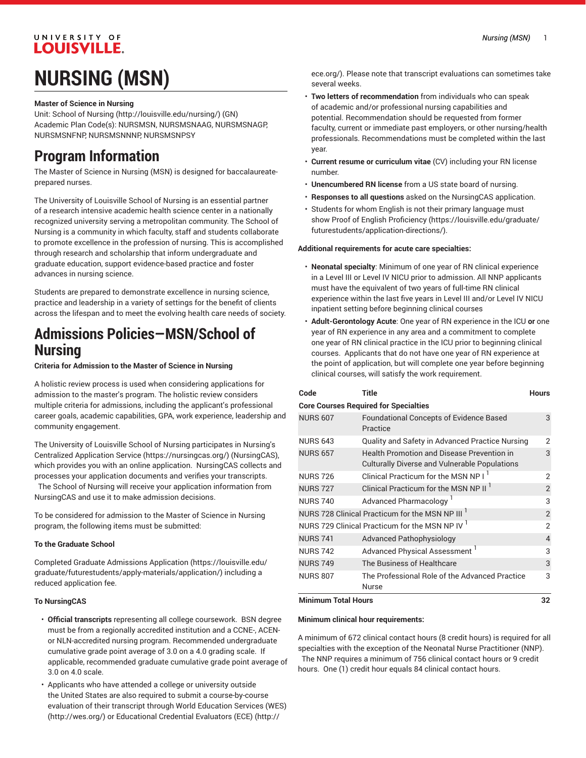# NURSING (MSN)

**Master of Science in Nursing**

Unit: School of Nursing (http://louisville.edu/nursing/) (GN)
Academic Plan Code(s): NURSMSN, NURSMSNAAG, NURSMSNAGP, NURSMSNFNP, NURSMSNNNP, NURSMSNPSY

## Program Information

The Master of Science in Nursing (MSN) is designed for baccalaureate-prepared nurses.

The University of Louisville School of Nursing is an essential partner of a research intensive academic health science center in a nationally recognized university serving a metropolitan community. The School of Nursing is a community in which faculty, staff and students collaborate to promote excellence in the profession of nursing. This is accomplished through research and scholarship that inform undergraduate and graduate education, support evidence-based practice and foster advances in nursing science.

Students are prepared to demonstrate excellence in nursing science, practice and leadership in a variety of settings for the benefit of clients across the lifespan and to meet the evolving health care needs of society.

## Admissions Policies—MSN/School of Nursing

**Criteria for Admission to the Master of Science in Nursing**

A holistic review process is used when considering applications for admission to the master's program. The holistic review considers multiple criteria for admissions, including the applicant's professional career goals, academic capabilities, GPA, work experience, leadership and community engagement.

The University of Louisville School of Nursing participates in Nursing's Centralized Application Service (https://nursingcas.org/) (NursingCAS), which provides you with an online application. NursingCAS collects and processes your application documents and verifies your transcripts. The School of Nursing will receive your application information from NursingCAS and use it to make admission decisions.

To be considered for admission to the Master of Science in Nursing program, the following items must be submitted:

**To the Graduate School**

Completed Graduate Admissions Application (https://louisville.edu/graduate/futurestudents/apply-materials/application/) including a reduced application fee.

**To NursingCAS**

- **Official transcripts** representing all college coursework. BSN degree must be from a regionally accredited institution and a CCNE-, ACEN- or NLN-accredited nursing program. Recommended undergraduate cumulative grade point average of 3.0 on a 4.0 grading scale. If applicable, recommended graduate cumulative grade point average of 3.0 on 4.0 scale.
- Applicants who have attended a college or university outside the United States are also required to submit a course-by-course evaluation of their transcript through World Education Services (WES) (http://wes.org/) or Educational Credential Evaluators (ECE) (http://ece.org/). Please note that transcript evaluations can sometimes take several weeks.
- **Two letters of recommendation** from individuals who can speak of academic and/or professional nursing capabilities and potential. Recommendation should be requested from former faculty, current or immediate past employers, or other nursing/health professionals. Recommendations must be completed within the last year.
- **Current resume or curriculum vitae** (CV) including your RN license number.
- **Unencumbered RN license** from a US state board of nursing.
- **Responses to all questions** asked on the NursingCAS application.
- Students for whom English is not their primary language must show Proof of English Proficiency (https://louisville.edu/graduate/futurestudents/application-directions/).

**Additional requirements for acute care specialties:**

- **Neonatal specialty**: Minimum of one year of RN clinical experience in a Level III or Level IV NICU prior to admission. All NNP applicants must have the equivalent of two years of full-time RN clinical experience within the last five years in Level III and/or Level IV NICU inpatient setting before beginning clinical courses
- **Adult-Gerontology Acute**: One year of RN experience in the ICU **or** one year of RN experience in any area and a commitment to complete one year of RN clinical practice in the ICU prior to beginning clinical courses. Applicants that do not have one year of RN experience at the point of application, but will complete one year before beginning clinical courses, will satisfy the work requirement.

| Code | Title | Hours |
|---|---|---|
| **Core Courses Required for Specialties** | | |
| NURS 607 | Foundational Concepts of Evidence Based Practice | 3 |
| NURS 643 | Quality and Safety in Advanced Practice Nursing | 2 |
| NURS 657 | Health Promotion and Disease Prevention in Culturally Diverse and Vulnerable Populations | 3 |
| NURS 726 | Clinical Practicum for the MSN NP I [1] | 2 |
| NURS 727 | Clinical Practicum for the MSN NP II [1] | 2 |
| NURS 740 | Advanced Pharmacology [1] | 3 |
| NURS 728 Clinical Practicum for the MSN NP III [1] | | 2 |
| NURS 729 Clinical Practicum for the MSN NP IV [1] | | 2 |
| NURS 741 | Advanced Pathophysiology | 4 |
| NURS 742 | Advanced Physical Assessment [1] | 3 |
| NURS 749 | The Business of Healthcare | 3 |
| NURS 807 | The Professional Role of the Advanced Practice Nurse | 3 |
| **Minimum Total Hours** | | **32** |

**Minimum clinical hour requirements:**

A minimum of 672 clinical contact hours (8 credit hours) is required for all specialties with the exception of the Neonatal Nurse Practitioner (NNP). The NNP requires a minimum of 756 clinical contact hours or 9 credit hours. One (1) credit hour equals 84 clinical contact hours.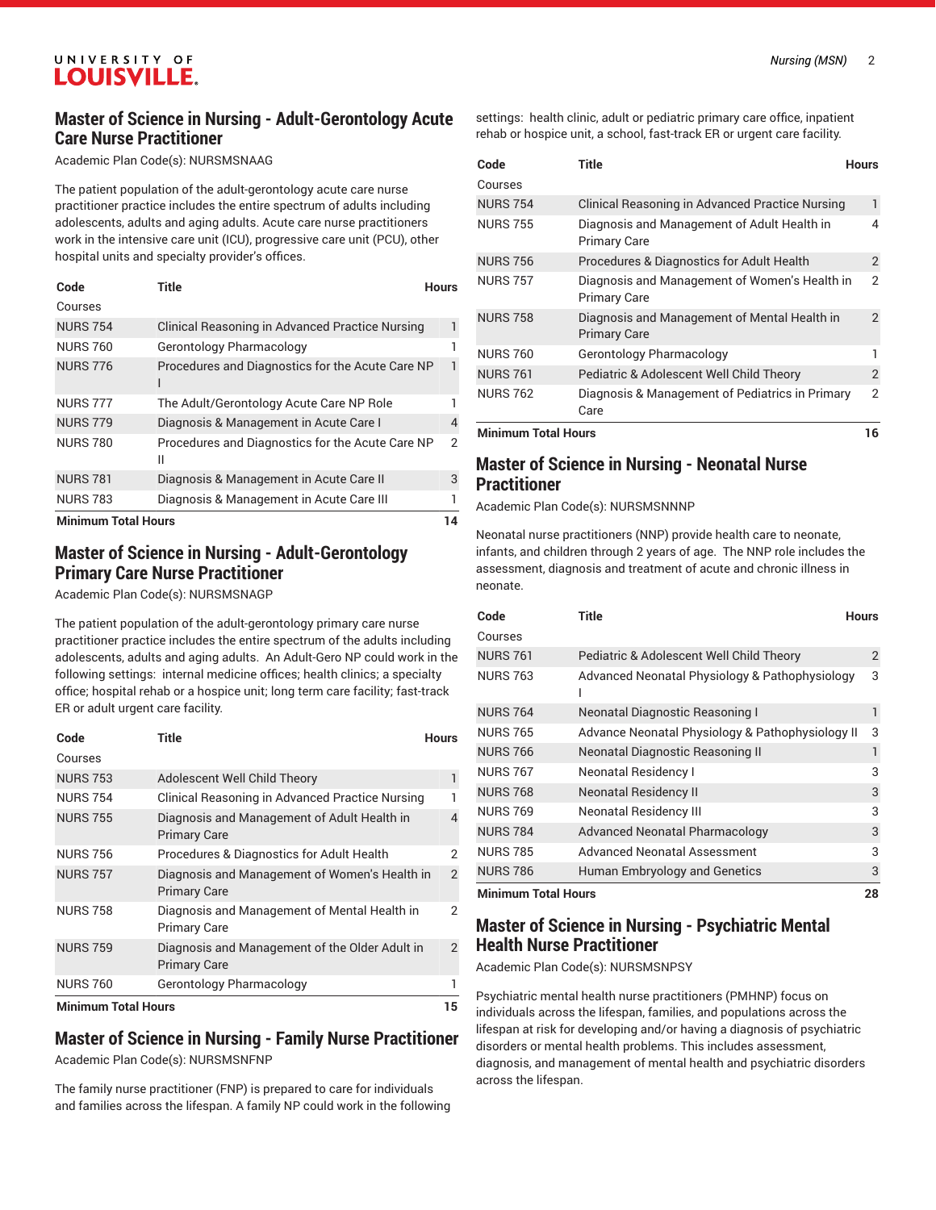## Master of Science in Nursing - Adult-Gerontology Acute Care Nurse Practitioner

Academic Plan Code(s): NURSMSNAAG

The patient population of the adult-gerontology acute care nurse practitioner practice includes the entire spectrum of adults including adolescents, adults and aging adults. Acute care nurse practitioners work in the intensive care unit (ICU), progressive care unit (PCU), other hospital units and specialty provider's offices.

| Code | Title | Hours |
|---|---|---|
| Courses | | |
| NURS 754 | Clinical Reasoning in Advanced Practice Nursing | 1 |
| NURS 760 | Gerontology Pharmacology | 1 |
| NURS 776 | Procedures and Diagnostics for the Acute Care NP I | 1 |
| NURS 777 | The Adult/Gerontology Acute Care NP Role | 1 |
| NURS 779 | Diagnosis & Management in Acute Care I | 4 |
| NURS 780 | Procedures and Diagnostics for the Acute Care NP II | 2 |
| NURS 781 | Diagnosis & Management in Acute Care II | 3 |
| NURS 783 | Diagnosis & Management in Acute Care III | 1 |
| **Minimum Total Hours** | | **14** |

## Master of Science in Nursing - Adult-Gerontology Primary Care Nurse Practitioner

Academic Plan Code(s): NURSMSNAGP

The patient population of the adult-gerontology primary care nurse practitioner practice includes the entire spectrum of the adults including adolescents, adults and aging adults. An Adult-Gero NP could work in the following settings: internal medicine offices; health clinics; a specialty office; hospital rehab or a hospice unit; long term care facility; fast-track ER or adult urgent care facility.

| Code | Title | Hours |
|---|---|---|
| Courses | | |
| NURS 753 | Adolescent Well Child Theory | 1 |
| NURS 754 | Clinical Reasoning in Advanced Practice Nursing | 1 |
| NURS 755 | Diagnosis and Management of Adult Health in Primary Care | 4 |
| NURS 756 | Procedures & Diagnostics for Adult Health | 2 |
| NURS 757 | Diagnosis and Management of Women's Health in Primary Care | 2 |
| NURS 758 | Diagnosis and Management of Mental Health in Primary Care | 2 |
| NURS 759 | Diagnosis and Management of the Older Adult in Primary Care | 2 |
| NURS 760 | Gerontology Pharmacology | 1 |
| **Minimum Total Hours** | | **15** |

## Master of Science in Nursing - Family Nurse Practitioner

Academic Plan Code(s): NURSMSNFNP

The family nurse practitioner (FNP) is prepared to care for individuals and families across the lifespan. A family NP could work in the following settings: health clinic, adult or pediatric primary care office, inpatient rehab or hospice unit, a school, fast-track ER or urgent care facility.

| Code | Title | Hours |
|---|---|---|
| Courses | | |
| NURS 754 | Clinical Reasoning in Advanced Practice Nursing | 1 |
| NURS 755 | Diagnosis and Management of Adult Health in Primary Care | 4 |
| NURS 756 | Procedures & Diagnostics for Adult Health | 2 |
| NURS 757 | Diagnosis and Management of Women's Health in Primary Care | 2 |
| NURS 758 | Diagnosis and Management of Mental Health in Primary Care | 2 |
| NURS 760 | Gerontology Pharmacology | 1 |
| NURS 761 | Pediatric & Adolescent Well Child Theory | 2 |
| NURS 762 | Diagnosis & Management of Pediatrics in Primary Care | 2 |
| **Minimum Total Hours** | | **16** |

## Master of Science in Nursing - Neonatal Nurse Practitioner

Academic Plan Code(s): NURSMSNNNP

Neonatal nurse practitioners (NNP) provide health care to neonate, infants, and children through 2 years of age. The NNP role includes the assessment, diagnosis and treatment of acute and chronic illness in neonate.

| Code | Title | Hours |
|---|---|---|
| Courses | | |
| NURS 761 | Pediatric & Adolescent Well Child Theory | 2 |
| NURS 763 | Advanced Neonatal Physiology & Pathophysiology I | 3 |
| NURS 764 | Neonatal Diagnostic Reasoning I | 1 |
| NURS 765 | Advance Neonatal Physiology & Pathophysiology II | 3 |
| NURS 766 | Neonatal Diagnostic Reasoning II | 1 |
| NURS 767 | Neonatal Residency I | 3 |
| NURS 768 | Neonatal Residency II | 3 |
| NURS 769 | Neonatal Residency III | 3 |
| NURS 784 | Advanced Neonatal Pharmacology | 3 |
| NURS 785 | Advanced Neonatal Assessment | 3 |
| NURS 786 | Human Embryology and Genetics | 3 |
| **Minimum Total Hours** | | **28** |

## Master of Science in Nursing - Psychiatric Mental Health Nurse Practitioner

Academic Plan Code(s): NURSMSNPSY

Psychiatric mental health nurse practitioners (PMHNP) focus on individuals across the lifespan, families, and populations across the lifespan at risk for developing and/or having a diagnosis of psychiatric disorders or mental health problems. This includes assessment, diagnosis, and management of mental health and psychiatric disorders across the lifespan.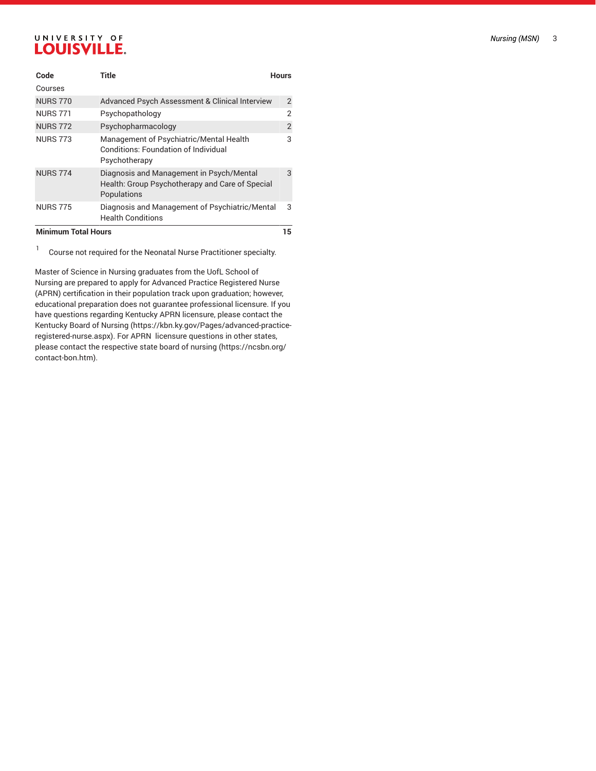| Code | Title | Hours |
| --- | --- | --- |
| Courses | | |
| NURS 770 | Advanced Psych Assessment & Clinical Interview | 2 |
| NURS 771 | Psychopathology | 2 |
| NURS 772 | Psychopharmacology | 2 |
| NURS 773 | Management of Psychiatric/Mental Health Conditions: Foundation of Individual Psychotherapy | 3 |
| NURS 774 | Diagnosis and Management in Psych/Mental Health: Group Psychotherapy and Care of Special Populations | 3 |
| NURS 775 | Diagnosis and Management of Psychiatric/Mental Health Conditions | 3 |
| **Minimum Total Hours** | | **15** |

[1] Course not required for the Neonatal Nurse Practitioner specialty.

Master of Science in Nursing graduates from the UofL School of Nursing are prepared to apply for Advanced Practice Registered Nurse (APRN) certification in their population track upon graduation; however, educational preparation does not guarantee professional licensure. If you have questions regarding Kentucky APRN licensure, please contact the Kentucky Board of Nursing (https://kbn.ky.gov/Pages/advanced-practice-registered-nurse.aspx). For APRN licensure questions in other states, please contact the respective state board of nursing (https://ncsbn.org/contact-bon.htm).